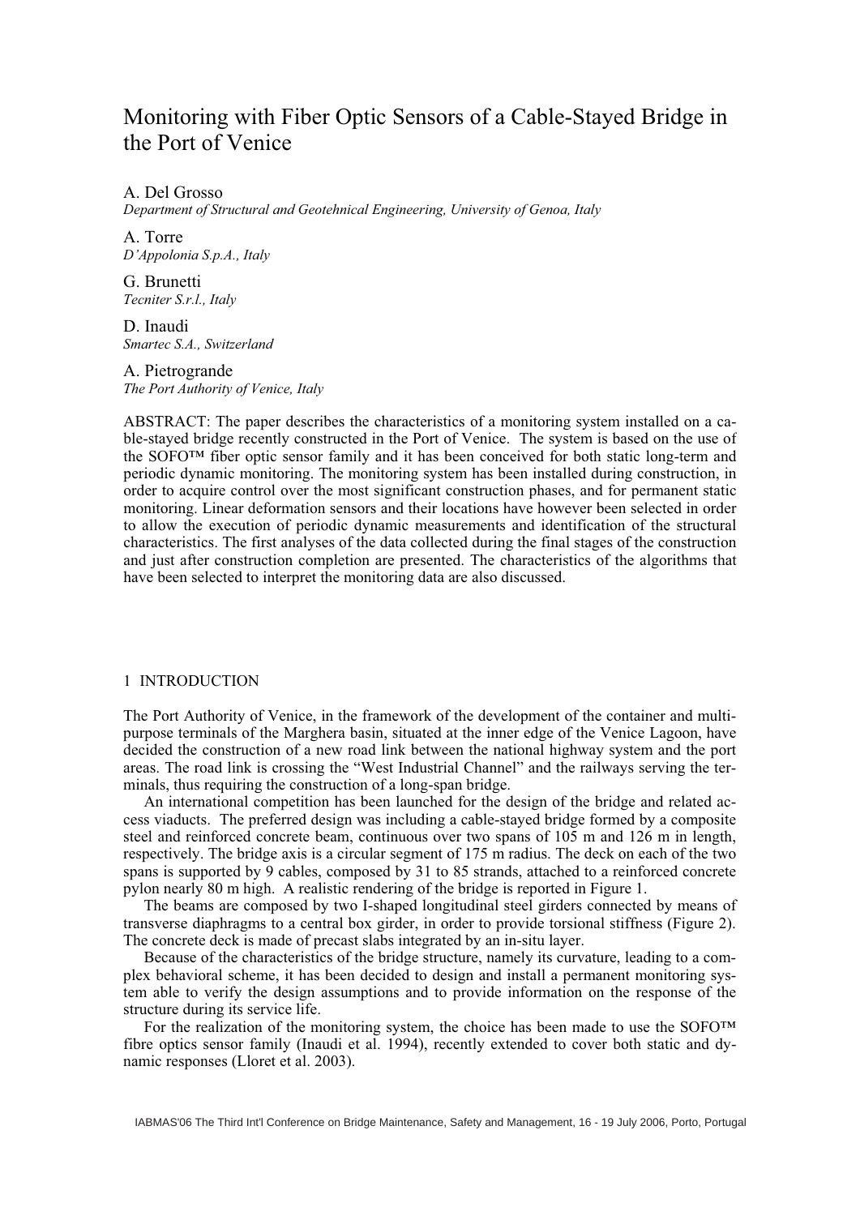# Monitoring with Fiber Optic Sensors of a Cable-Stayed Bridge in the Port of Venice

A. Del Grosso
*Department of Structural and Geotehnical Engineering, University of Genoa, Italy*

A. Torre
*D'Appolonia S.p.A., Italy*

G. Brunetti
*Tecniter S.r.l., Italy*

D. Inaudi
*Smartec S.A., Switzerland*

A. Pietrogrande
*The Port Authority of Venice, Italy*

ABSTRACT: The paper describes the characteristics of a monitoring system installed on a cable-stayed bridge recently constructed in the Port of Venice. The system is based on the use of the SOFO™ fiber optic sensor family and it has been conceived for both static long-term and periodic dynamic monitoring. The monitoring system has been installed during construction, in order to acquire control over the most significant construction phases, and for permanent static monitoring. Linear deformation sensors and their locations have however been selected in order to allow the execution of periodic dynamic measurements and identification of the structural characteristics. The first analyses of the data collected during the final stages of the construction and just after construction completion are presented. The characteristics of the algorithms that have been selected to interpret the monitoring data are also discussed.

## 1 INTRODUCTION

The Port Authority of Venice, in the framework of the development of the container and multi-purpose terminals of the Marghera basin, situated at the inner edge of the Venice Lagoon, have decided the construction of a new road link between the national highway system and the port areas. The road link is crossing the "West Industrial Channel" and the railways serving the terminals, thus requiring the construction of a long-span bridge.

An international competition has been launched for the design of the bridge and related access viaducts. The preferred design was including a cable-stayed bridge formed by a composite steel and reinforced concrete beam, continuous over two spans of 105 m and 126 m in length, respectively. The bridge axis is a circular segment of 175 m radius. The deck on each of the two spans is supported by 9 cables, composed by 31 to 85 strands, attached to a reinforced concrete pylon nearly 80 m high. A realistic rendering of the bridge is reported in Figure 1.

The beams are composed by two I-shaped longitudinal steel girders connected by means of transverse diaphragms to a central box girder, in order to provide torsional stiffness (Figure 2). The concrete deck is made of precast slabs integrated by an in-situ layer.

Because of the characteristics of the bridge structure, namely its curvature, leading to a complex behavioral scheme, it has been decided to design and install a permanent monitoring system able to verify the design assumptions and to provide information on the response of the structure during its service life.

For the realization of the monitoring system, the choice has been made to use the SOFO™ fibre optics sensor family (Inaudi et al. 1994), recently extended to cover both static and dynamic responses (Lloret et al. 2003).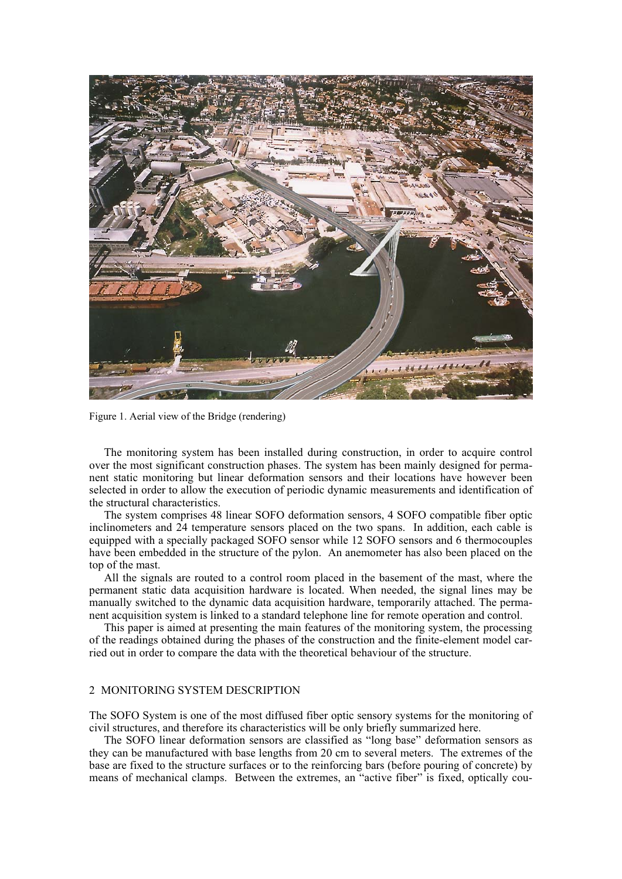Figure 1. Aerial view of the Bridge (rendering)

The monitoring system has been installed during construction, in order to acquire control over the most significant construction phases. The system has been mainly designed for permanent static monitoring but linear deformation sensors and their locations have however been selected in order to allow the execution of periodic dynamic measurements and identification of the structural characteristics.

The system comprises 48 linear SOFO deformation sensors, 4 SOFO compatible fiber optic inclinometers and 24 temperature sensors placed on the two spans. In addition, each cable is equipped with a specially packaged SOFO sensor while 12 SOFO sensors and 6 thermocouples have been embedded in the structure of the pylon. An anemometer has also been placed on the top of the mast.

All the signals are routed to a control room placed in the basement of the mast, where the permanent static data acquisition hardware is located. When needed, the signal lines may be manually switched to the dynamic data acquisition hardware, temporarily attached. The permanent acquisition system is linked to a standard telephone line for remote operation and control.

This paper is aimed at presenting the main features of the monitoring system, the processing of the readings obtained during the phases of the construction and the finite-element model carried out in order to compare the data with the theoretical behaviour of the structure.

## 2 MONITORING SYSTEM DESCRIPTION

The SOFO System is one of the most diffused fiber optic sensory systems for the monitoring of civil structures, and therefore its characteristics will be only briefly summarized here.

The SOFO linear deformation sensors are classified as "long base" deformation sensors as they can be manufactured with base lengths from 20 cm to several meters. The extremes of the base are fixed to the structure surfaces or to the reinforcing bars (before pouring of concrete) by means of mechanical clamps. Between the extremes, an "active fiber" is fixed, optically cou-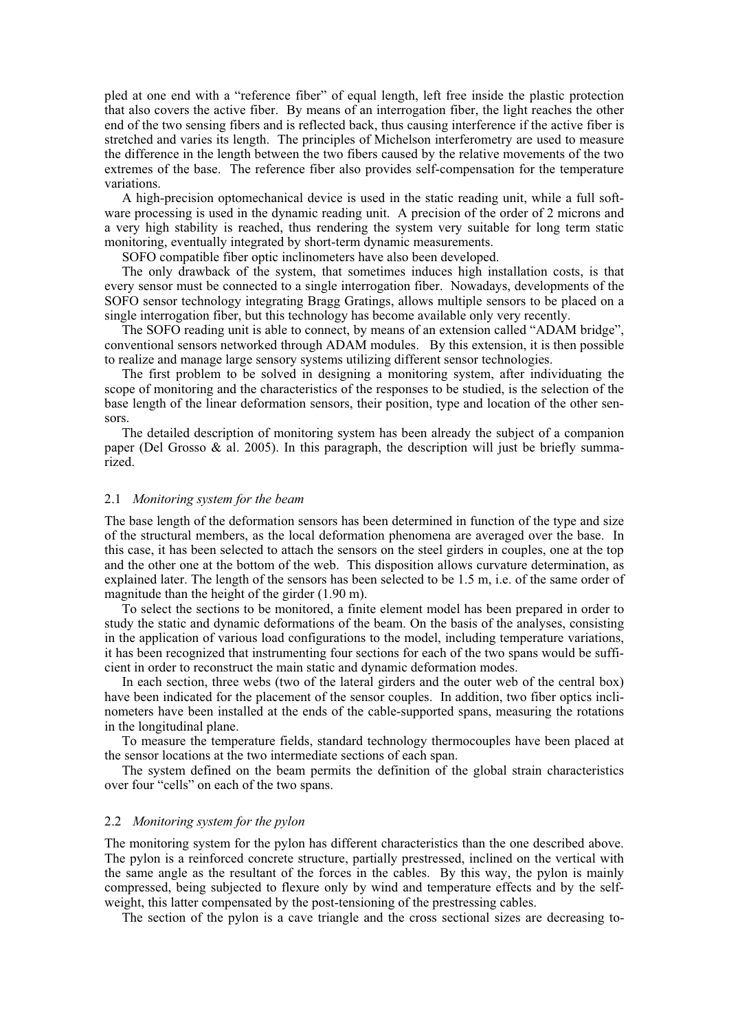pled at one end with a "reference fiber" of equal length, left free inside the plastic protection that also covers the active fiber. By means of an interrogation fiber, the light reaches the other end of the two sensing fibers and is reflected back, thus causing interference if the active fiber is stretched and varies its length. The principles of Michelson interferometry are used to measure the difference in the length between the two fibers caused by the relative movements of the two extremes of the base. The reference fiber also provides self-compensation for the temperature variations.

A high-precision optomechanical device is used in the static reading unit, while a full software processing is used in the dynamic reading unit. A precision of the order of 2 microns and a very high stability is reached, thus rendering the system very suitable for long term static monitoring, eventually integrated by short-term dynamic measurements.

SOFO compatible fiber optic inclinometers have also been developed.

The only drawback of the system, that sometimes induces high installation costs, is that every sensor must be connected to a single interrogation fiber. Nowadays, developments of the SOFO sensor technology integrating Bragg Gratings, allows multiple sensors to be placed on a single interrogation fiber, but this technology has become available only very recently.

The SOFO reading unit is able to connect, by means of an extension called "ADAM bridge", conventional sensors networked through ADAM modules. By this extension, it is then possible to realize and manage large sensory systems utilizing different sensor technologies.

The first problem to be solved in designing a monitoring system, after individuating the scope of monitoring and the characteristics of the responses to be studied, is the selection of the base length of the linear deformation sensors, their position, type and location of the other sensors.

The detailed description of monitoring system has been already the subject of a companion paper (Del Grosso & al. 2005). In this paragraph, the description will just be briefly summarized.

### 2.1 *Monitoring system for the beam*

The base length of the deformation sensors has been determined in function of the type and size of the structural members, as the local deformation phenomena are averaged over the base. In this case, it has been selected to attach the sensors on the steel girders in couples, one at the top and the other one at the bottom of the web. This disposition allows curvature determination, as explained later. The length of the sensors has been selected to be 1.5 m, i.e. of the same order of magnitude than the height of the girder (1.90 m).

To select the sections to be monitored, a finite element model has been prepared in order to study the static and dynamic deformations of the beam. On the basis of the analyses, consisting in the application of various load configurations to the model, including temperature variations, it has been recognized that instrumenting four sections for each of the two spans would be sufficient in order to reconstruct the main static and dynamic deformation modes.

In each section, three webs (two of the lateral girders and the outer web of the central box) have been indicated for the placement of the sensor couples. In addition, two fiber optics inclinometers have been installed at the ends of the cable-supported spans, measuring the rotations in the longitudinal plane.

To measure the temperature fields, standard technology thermocouples have been placed at the sensor locations at the two intermediate sections of each span.

The system defined on the beam permits the definition of the global strain characteristics over four "cells" on each of the two spans.

### 2.2 *Monitoring system for the pylon*

The monitoring system for the pylon has different characteristics than the one described above. The pylon is a reinforced concrete structure, partially prestressed, inclined on the vertical with the same angle as the resultant of the forces in the cables. By this way, the pylon is mainly compressed, being subjected to flexure only by wind and temperature effects and by the self-weight, this latter compensated by the post-tensioning of the prestressing cables.

The section of the pylon is a cave triangle and the cross sectional sizes are decreasing to-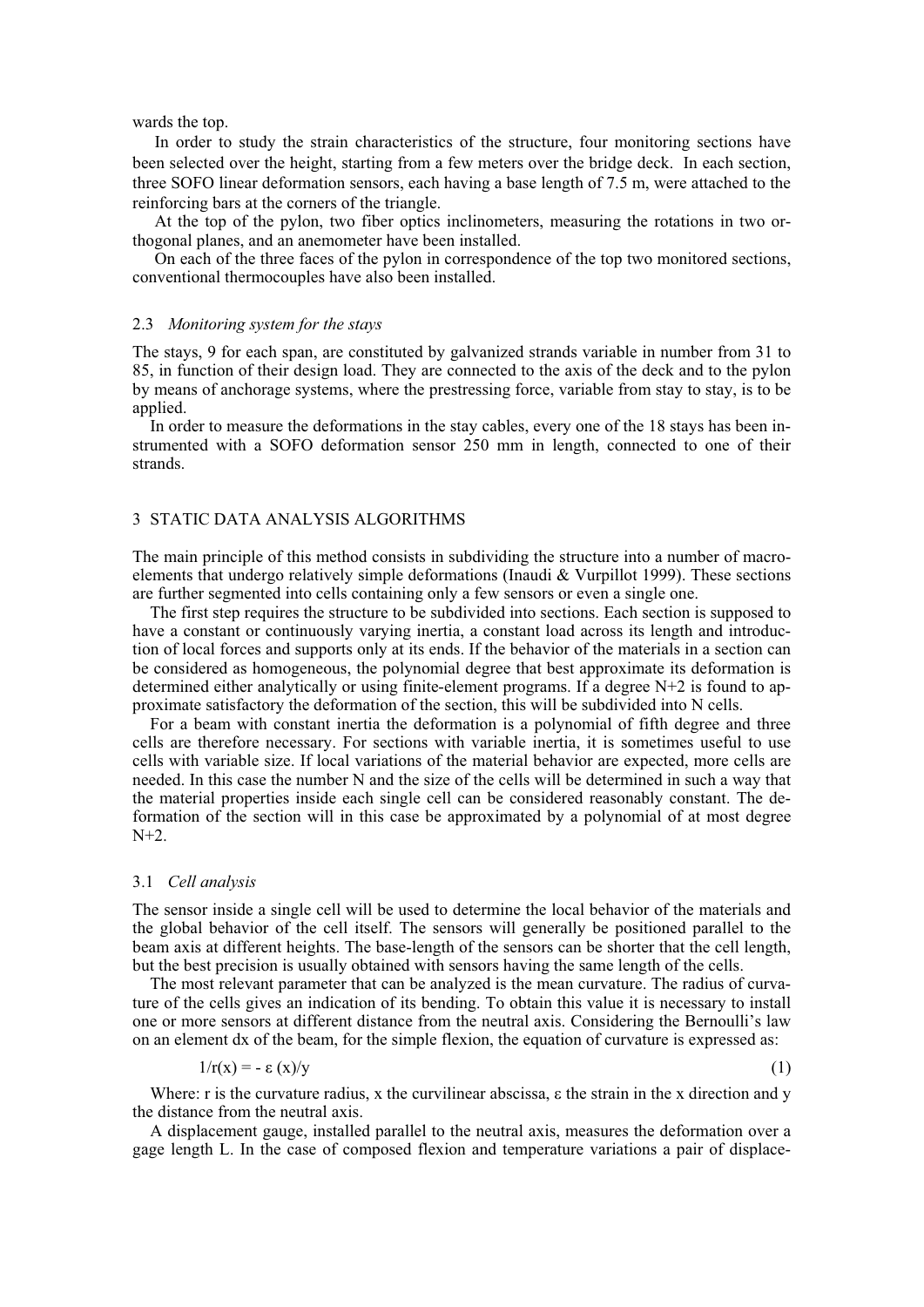wards the top.

In order to study the strain characteristics of the structure, four monitoring sections have been selected over the height, starting from a few meters over the bridge deck. In each section, three SOFO linear deformation sensors, each having a base length of 7.5 m, were attached to the reinforcing bars at the corners of the triangle.

At the top of the pylon, two fiber optics inclinometers, measuring the rotations in two orthogonal planes, and an anemometer have been installed.

On each of the three faces of the pylon in correspondence of the top two monitored sections, conventional thermocouples have also been installed.

### 2.3 *Monitoring system for the stays*

The stays, 9 for each span, are constituted by galvanized strands variable in number from 31 to 85, in function of their design load. They are connected to the axis of the deck and to the pylon by means of anchorage systems, where the prestressing force, variable from stay to stay, is to be applied.

In order to measure the deformations in the stay cables, every one of the 18 stays has been instrumented with a SOFO deformation sensor 250 mm in length, connected to one of their strands.

## 3 STATIC DATA ANALYSIS ALGORITHMS

The main principle of this method consists in subdividing the structure into a number of macro-elements that undergo relatively simple deformations (Inaudi & Vurpillot 1999). These sections are further segmented into cells containing only a few sensors or even a single one.

The first step requires the structure to be subdivided into sections. Each section is supposed to have a constant or continuously varying inertia, a constant load across its length and introduction of local forces and supports only at its ends. If the behavior of the materials in a section can be considered as homogeneous, the polynomial degree that best approximate its deformation is determined either analytically or using finite-element programs. If a degree N+2 is found to approximate satisfactory the deformation of the section, this will be subdivided into N cells.

For a beam with constant inertia the deformation is a polynomial of fifth degree and three cells are therefore necessary. For sections with variable inertia, it is sometimes useful to use cells with variable size. If local variations of the material behavior are expected, more cells are needed. In this case the number N and the size of the cells will be determined in such a way that the material properties inside each single cell can be considered reasonably constant. The deformation of the section will in this case be approximated by a polynomial of at most degree N+2.

### 3.1 *Cell analysis*

The sensor inside a single cell will be used to determine the local behavior of the materials and the global behavior of the cell itself. The sensors will generally be positioned parallel to the beam axis at different heights. The base-length of the sensors can be shorter that the cell length, but the best precision is usually obtained with sensors having the same length of the cells.

The most relevant parameter that can be analyzed is the mean curvature. The radius of curvature of the cells gives an indication of its bending. To obtain this value it is necessary to install one or more sensors at different distance from the neutral axis. Considering the Bernoulli's law on an element dx of the beam, for the simple flexion, the equation of curvature is expressed as:

$$1/r(x) = -\,\varepsilon(x)/y \tag{1}$$

Where: r is the curvature radius, x the curvilinear abscissa, ε the strain in the x direction and y the distance from the neutral axis.

A displacement gauge, installed parallel to the neutral axis, measures the deformation over a gage length L. In the case of composed flexion and temperature variations a pair of displace-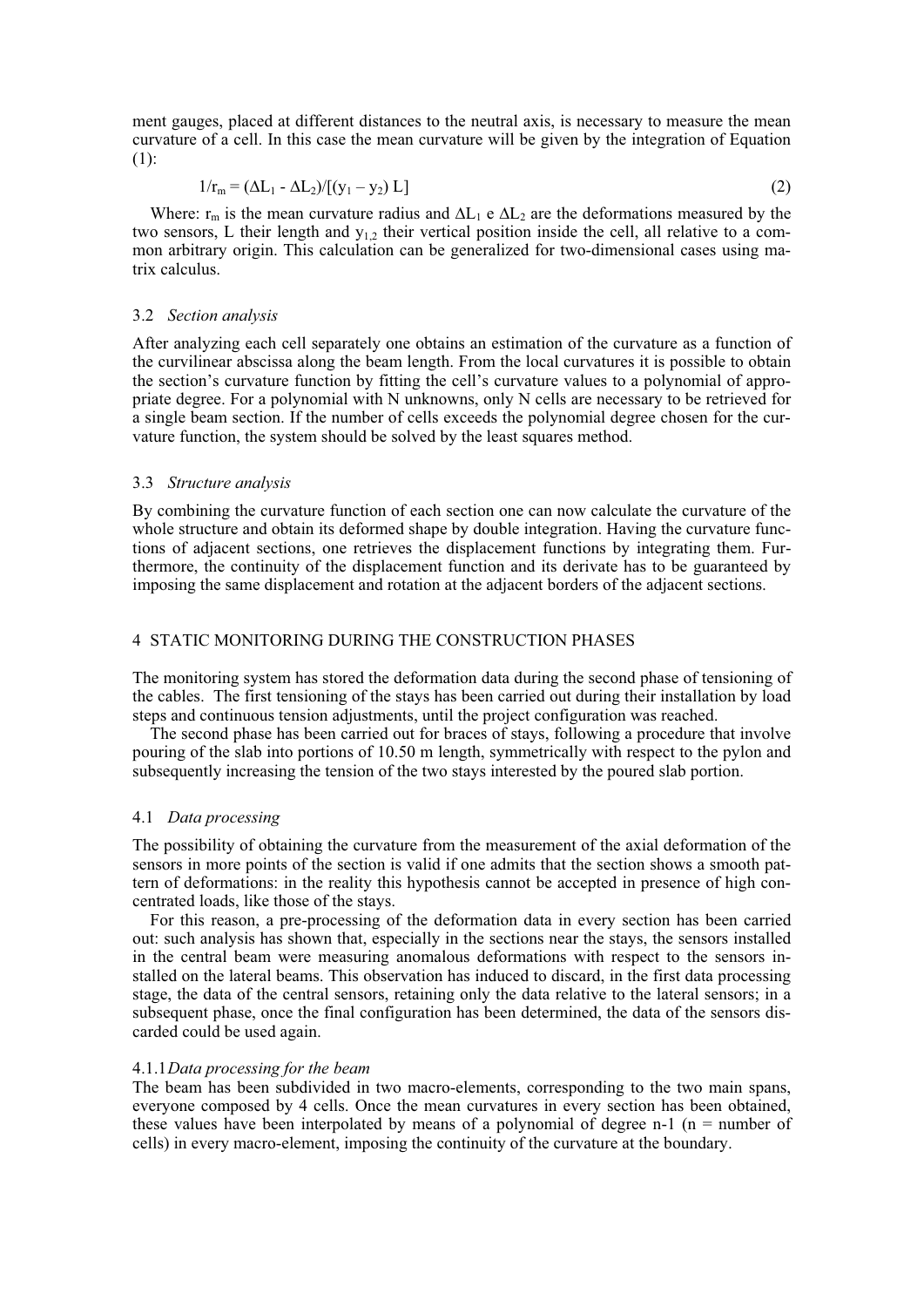ment gauges, placed at different distances to the neutral axis, is necessary to measure the mean curvature of a cell. In this case the mean curvature will be given by the integration of Equation (1):

$$1/r_m = (\Delta L_1 - \Delta L_2)/[(y_1 - y_2) L] \tag{2}$$

Where: $r_m$ is the mean curvature radius and $\Delta L_1$ e $\Delta L_2$ are the deformations measured by the two sensors, L their length and $y_{1,2}$ their vertical position inside the cell, all relative to a common arbitrary origin. This calculation can be generalized for two-dimensional cases using matrix calculus.

### 3.2 *Section analysis*

After analyzing each cell separately one obtains an estimation of the curvature as a function of the curvilinear abscissa along the beam length. From the local curvatures it is possible to obtain the section's curvature function by fitting the cell's curvature values to a polynomial of appropriate degree. For a polynomial with N unknowns, only N cells are necessary to be retrieved for a single beam section. If the number of cells exceeds the polynomial degree chosen for the curvature function, the system should be solved by the least squares method.

### 3.3 *Structure analysis*

By combining the curvature function of each section one can now calculate the curvature of the whole structure and obtain its deformed shape by double integration. Having the curvature functions of adjacent sections, one retrieves the displacement functions by integrating them. Furthermore, the continuity of the displacement function and its derivate has to be guaranteed by imposing the same displacement and rotation at the adjacent borders of the adjacent sections.

## 4 STATIC MONITORING DURING THE CONSTRUCTION PHASES

The monitoring system has stored the deformation data during the second phase of tensioning of the cables. The first tensioning of the stays has been carried out during their installation by load steps and continuous tension adjustments, until the project configuration was reached.

The second phase has been carried out for braces of stays, following a procedure that involve pouring of the slab into portions of 10.50 m length, symmetrically with respect to the pylon and subsequently increasing the tension of the two stays interested by the poured slab portion.

### 4.1 *Data processing*

The possibility of obtaining the curvature from the measurement of the axial deformation of the sensors in more points of the section is valid if one admits that the section shows a smooth pattern of deformations: in the reality this hypothesis cannot be accepted in presence of high concentrated loads, like those of the stays.

For this reason, a pre-processing of the deformation data in every section has been carried out: such analysis has shown that, especially in the sections near the stays, the sensors installed in the central beam were measuring anomalous deformations with respect to the sensors installed on the lateral beams. This observation has induced to discard, in the first data processing stage, the data of the central sensors, retaining only the data relative to the lateral sensors; in a subsequent phase, once the final configuration has been determined, the data of the sensors discarded could be used again.

#### 4.1.1 *Data processing for the beam*

The beam has been subdivided in two macro-elements, corresponding to the two main spans, everyone composed by 4 cells. Once the mean curvatures in every section has been obtained, these values have been interpolated by means of a polynomial of degree n-1 (n = number of cells) in every macro-element, imposing the continuity of the curvature at the boundary.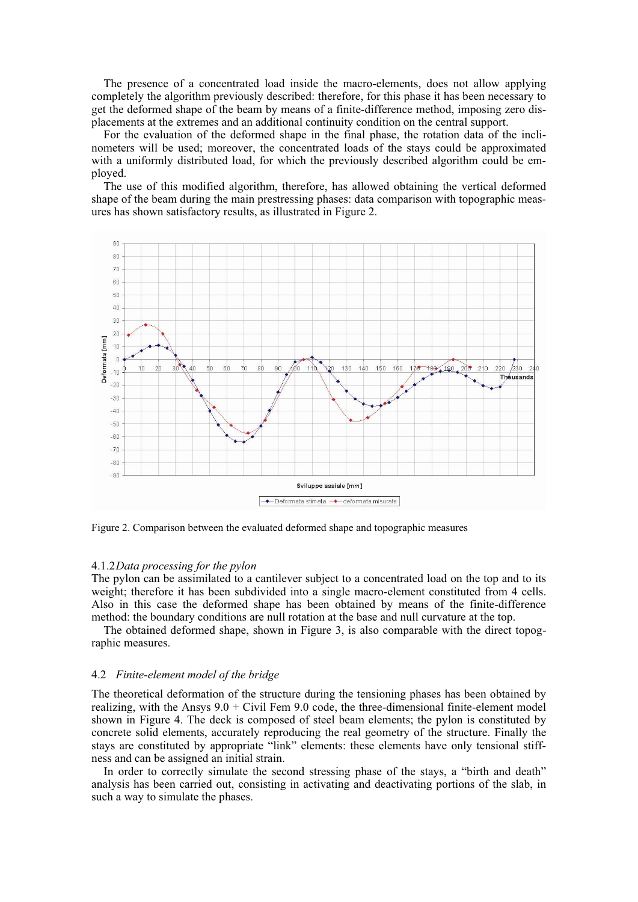The presence of a concentrated load inside the macro-elements, does not allow applying completely the algorithm previously described: therefore, for this phase it has been necessary to get the deformed shape of the beam by means of a finite-difference method, imposing zero displacements at the extremes and an additional continuity condition on the central support.

For the evaluation of the deformed shape in the final phase, the rotation data of the inclinometers will be used; moreover, the concentrated loads of the stays could be approximated with a uniformly distributed load, for which the previously described algorithm could be employed.

The use of this modified algorithm, therefore, has allowed obtaining the vertical deformed shape of the beam during the main prestressing phases: data comparison with topographic measures has shown satisfactory results, as illustrated in Figure 2.

Figure 2. Comparison between the evaluated deformed shape and topographic measures

#### 4.1.2 *Data processing for the pylon*

The pylon can be assimilated to a cantilever subject to a concentrated load on the top and to its weight; therefore it has been subdivided into a single macro-element constituted from 4 cells. Also in this case the deformed shape has been obtained by means of the finite-difference method: the boundary conditions are null rotation at the base and null curvature at the top.

The obtained deformed shape, shown in Figure 3, is also comparable with the direct topographic measures.

### 4.2 *Finite-element model of the bridge*

The theoretical deformation of the structure during the tensioning phases has been obtained by realizing, with the Ansys 9.0 + Civil Fem 9.0 code, the three-dimensional finite-element model shown in Figure 4. The deck is composed of steel beam elements; the pylon is constituted by concrete solid elements, accurately reproducing the real geometry of the structure. Finally the stays are constituted by appropriate "link" elements: these elements have only tensional stiffness and can be assigned an initial strain.

In order to correctly simulate the second stressing phase of the stays, a "birth and death" analysis has been carried out, consisting in activating and deactivating portions of the slab, in such a way to simulate the phases.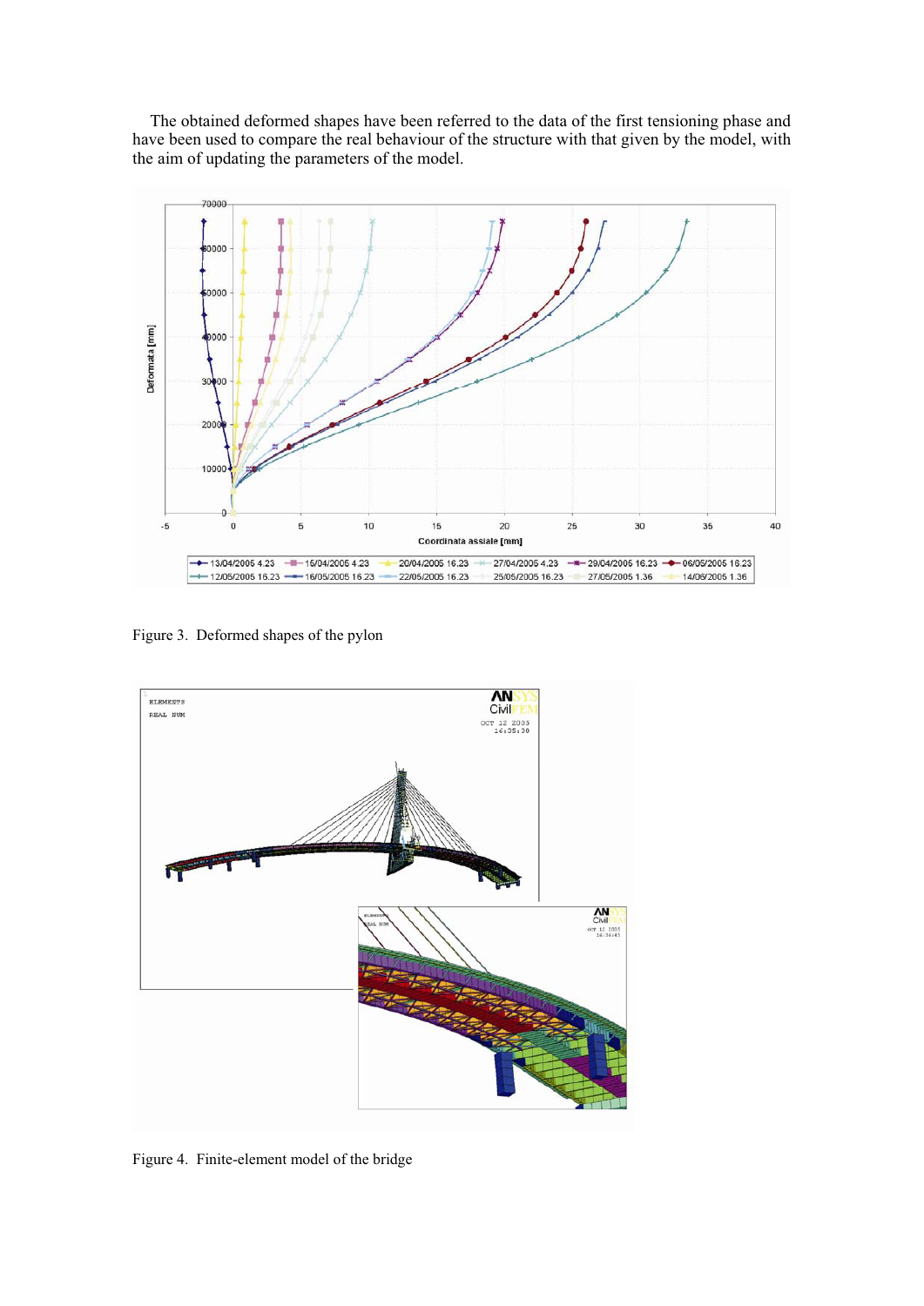The obtained deformed shapes have been referred to the data of the first tensioning phase and have been used to compare the real behaviour of the structure with that given by the model, with the aim of updating the parameters of the model.

Figure 3. Deformed shapes of the pylon

Figure 4. Finite-element model of the bridge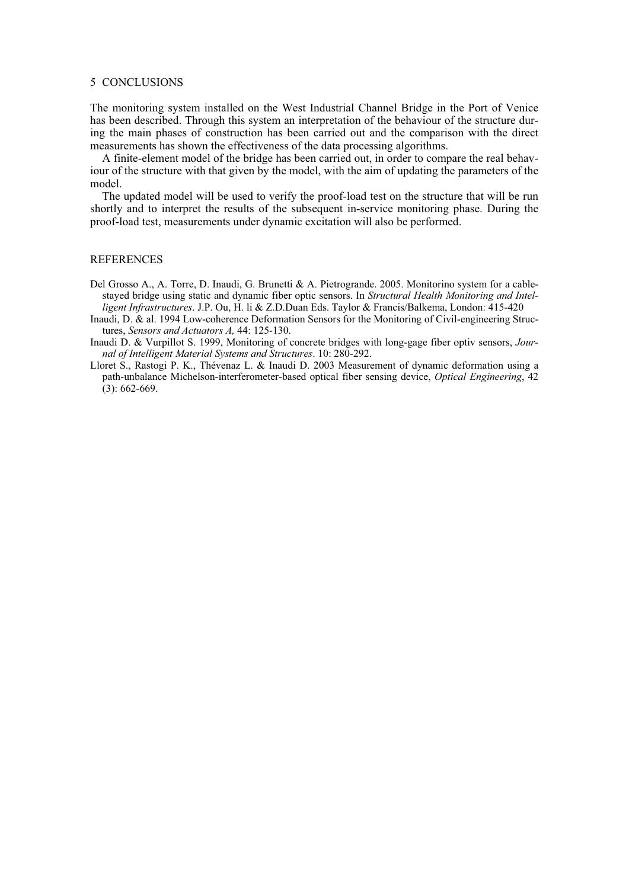## 5 CONCLUSIONS

The monitoring system installed on the West Industrial Channel Bridge in the Port of Venice has been described. Through this system an interpretation of the behaviour of the structure during the main phases of construction has been carried out and the comparison with the direct measurements has shown the effectiveness of the data processing algorithms.

A finite-element model of the bridge has been carried out, in order to compare the real behaviour of the structure with that given by the model, with the aim of updating the parameters of the model.

The updated model will be used to verify the proof-load test on the structure that will be run shortly and to interpret the results of the subsequent in-service monitoring phase. During the proof-load test, measurements under dynamic excitation will also be performed.

## REFERENCES

Del Grosso A., A. Torre, D. Inaudi, G. Brunetti & A. Pietrogrande. 2005. Monitorino system for a cable-stayed bridge using static and dynamic fiber optic sensors. In *Structural Health Monitoring and Intelligent Infrastructures*. J.P. Ou, H. li & Z.D.Duan Eds. Taylor & Francis/Balkema, London: 415-420

Inaudi, D. & al. 1994 Low-coherence Deformation Sensors for the Monitoring of Civil-engineering Structures, *Sensors and Actuators A,* 44: 125-130.

Inaudi D. & Vurpillot S. 1999, Monitoring of concrete bridges with long-gage fiber optiv sensors, *Journal of Intelligent Material Systems and Structures*. 10: 280-292.

Lloret S., Rastogi P. K., Thévenaz L. & Inaudi D. 2003 Measurement of dynamic deformation using a path-unbalance Michelson-interferometer-based optical fiber sensing device, *Optical Engineering*, 42 (3): 662-669.